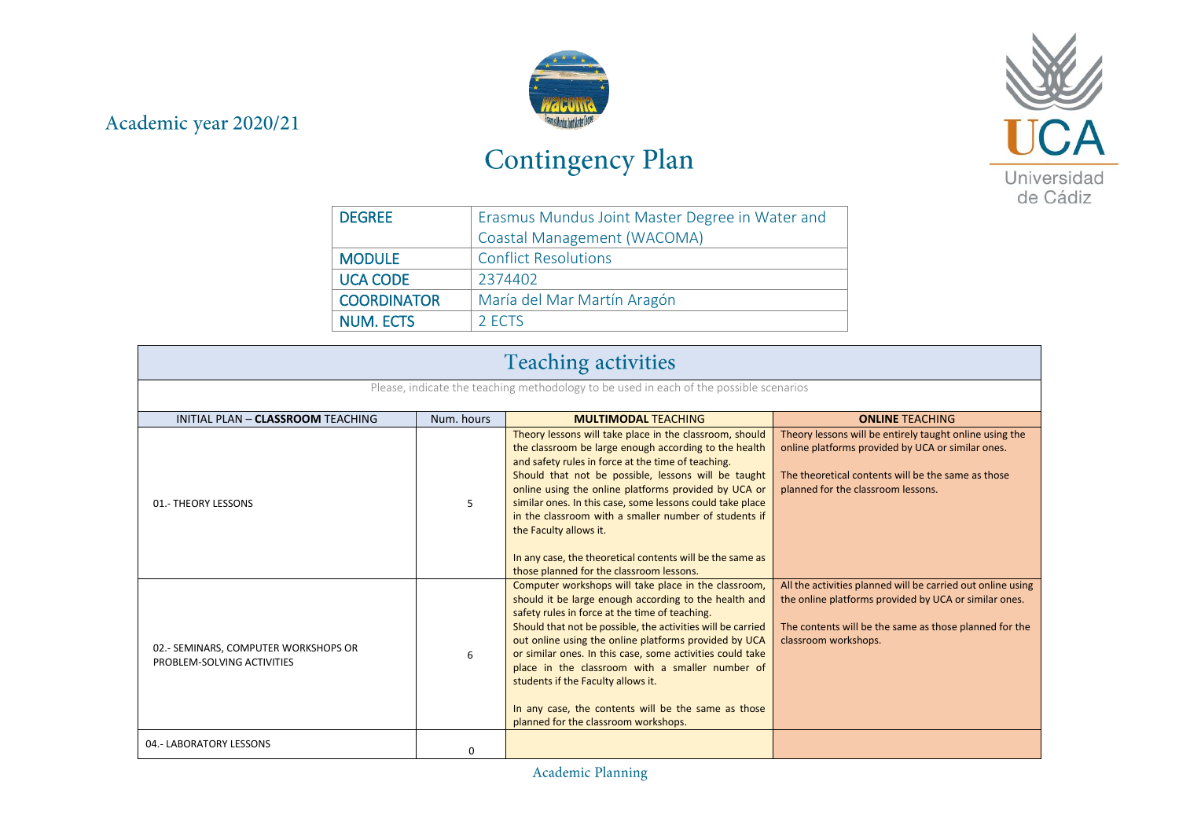Academic year 2020/21

# Contingency Plan

| DEGREE | Erasmus Mundus Joint Master Degree in Water and Coastal Management (WACOMA) |
|---|---|
| MODULE | Conflict Resolutions |
| UCA CODE | 2374402 |
| COORDINATOR | María del Mar Martín Aragón |
| NUM. ECTS | 2 ECTS |

## Teaching activities

Please, indicate the teaching methodology to be used in each of the possible scenarios

| INITIAL PLAN – **CLASSROOM** TEACHING | Num. hours | **MULTIMODAL** TEACHING | **ONLINE** TEACHING |
|---|---|---|---|
| 01.- THEORY LESSONS | 5 | Theory lessons will take place in the classroom, should the classroom be large enough according to the health and safety rules in force at the time of teaching.<br>Should that not be possible, lessons will be taught online using the online platforms provided by UCA or similar ones. In this case, some lessons could take place in the classroom with a smaller number of students if the Faculty allows it.<br><br>In any case, the theoretical contents will be the same as those planned for the classroom lessons. | Theory lessons will be entirely taught online using the online platforms provided by UCA or similar ones.<br><br>The theoretical contents will be the same as those planned for the classroom lessons. |
| 02.- SEMINARS, COMPUTER WORKSHOPS OR PROBLEM-SOLVING ACTIVITIES | 6 | Computer workshops will take place in the classroom, should it be large enough according to the health and safety rules in force at the time of teaching.<br>Should that not be possible, the activities will be carried out online using the online platforms provided by UCA or similar ones. In this case, some activities could take place in the classroom with a smaller number of students if the Faculty allows it.<br><br>In any case, the contents will be the same as those planned for the classroom workshops. | All the activities planned will be carried out online using the online platforms provided by UCA or similar ones.<br><br>The contents will be the same as those planned for the classroom workshops. |
| 04.- LABORATORY LESSONS | 0 | | |

Academic Planning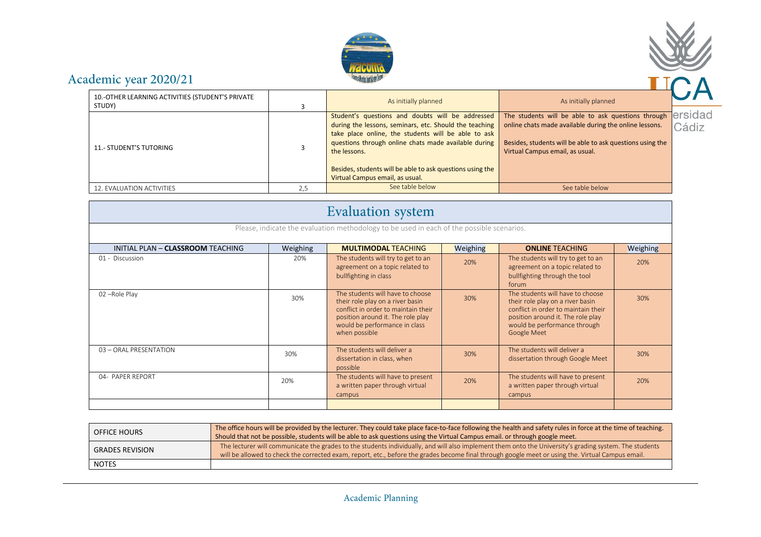| 10.-OTHER LEARNING ACTIVITIES (STUDENT'S PRIVATE STUDY) | 3 | As initially planned | As initially planned |
|---|---|---|---|
| 11.- STUDENT'S TUTORING | 3 | Student's questions and doubts will be addressed during the lessons, seminars, etc. Should the teaching take place online, the students will be able to ask questions through online chats made available during the lessons.<br><br>Besides, students will be able to ask questions using the Virtual Campus email, as usual. | The students will be able to ask questions through online chats made available during the online lessons.<br><br>Besides, students will be able to ask questions using the Virtual Campus email, as usual. |
| 12. EVALUATION ACTIVITIES | 2,5 | See table below | See table below |

## Evaluation system

Please, indicate the evaluation methodology to be used in each of the possible scenarios.

| INITIAL PLAN – **CLASSROOM** TEACHING | Weighing | **MULTIMODAL** TEACHING | Weighing | **ONLINE** TEACHING | Weighing |
|---|---|---|---|---|---|
| 01 - Discussion | 20% | The students will try to get to an agreement on a topic related to bullfighting in class | 20% | The students will try to get to an agreement on a topic related to bullfighting through the tool forum | 20% |
| 02 –Role Play | 30% | The students will have to choose their role play on a river basin conflict in order to maintain their position around it. The role play would be performance in class when possible | 30% | The students will have to choose their role play on a river basin conflict in order to maintain their position around it. The role play would be performance through Google Meet | 30% |
| 03 – ORAL PRESENTATION | 30% | The students will deliver a dissertation in class, when possible | 30% | The students will deliver a dissertation through Google Meet | 30% |
| 04- PAPER REPORT | 20% | The students will have to present a written paper through virtual campus | 20% | The students will have to present a written paper through virtual campus | 20% |
| | | | | | |

| OFFICE HOURS | The office hours will be provided by the lecturer. They could take place face-to-face following the health and safety rules in force at the time of teaching. Should that not be possible, students will be able to ask questions using the Virtual Campus email. or through google meet. |
|---|---|
| GRADES REVISION | The lecturer will communicate the grades to the students individually, and will also implement them onto the University's grading system. The students will be allowed to check the corrected exam, report, etc., before the grades become final through google meet or using the Virtual Campus email. |
| NOTES | |